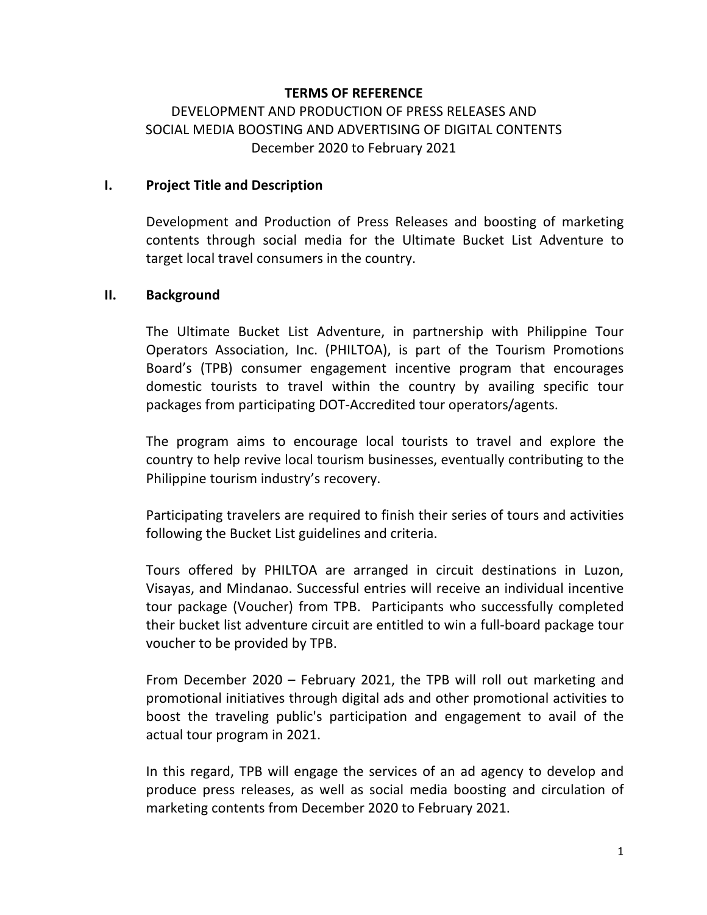# TERMS OF REFERENCE

DEVELOPMENT AND PRODUCTION OF PRESS RELEASES AND SOCIAL MEDIA BOOSTING AND ADVERTISING OF DIGITAL CONTENTS

December 2020 to February 2021

## I. Project Title and Description

Development and Production of Press Releases and boosting of marketing contents through social media for the Ultimate Bucket List Adventure to target local travel consumers in the country.

## II. Background

The Ultimate Bucket List Adventure, in partnership with Philippine Tour Operators Association, Inc. (PHILTOA), is part of the Tourism Promotions Board's (TPB) consumer engagement incentive program that encourages domestic tourists to travel within the country by availing specific tour packages from participating DOT-Accredited tour operators/agents.

The program aims to encourage local tourists to travel and explore the country to help revive local tourism businesses, eventually contributing to the Philippine tourism industry's recovery.

Participating travelers are required to finish their series of tours and activities following the Bucket List guidelines and criteria.

Tours offered by PHILTOA are arranged in circuit destinations in Luzon, Visayas, and Mindanao. Successful entries will receive an individual incentive tour package (Voucher) from TPB. Participants who successfully completed their bucket list adventure circuit are entitled to win a full-board package tour voucher to be provided by TPB.

From December 2020 – February 2021, the TPB will roll out marketing and promotional initiatives through digital ads and other promotional activities to boost the traveling public's participation and engagement to avail of the actual tour program in 2021.

In this regard, TPB will engage the services of an ad agency to develop and produce press releases, as well as social media boosting and circulation of marketing contents from December 2020 to February 2021.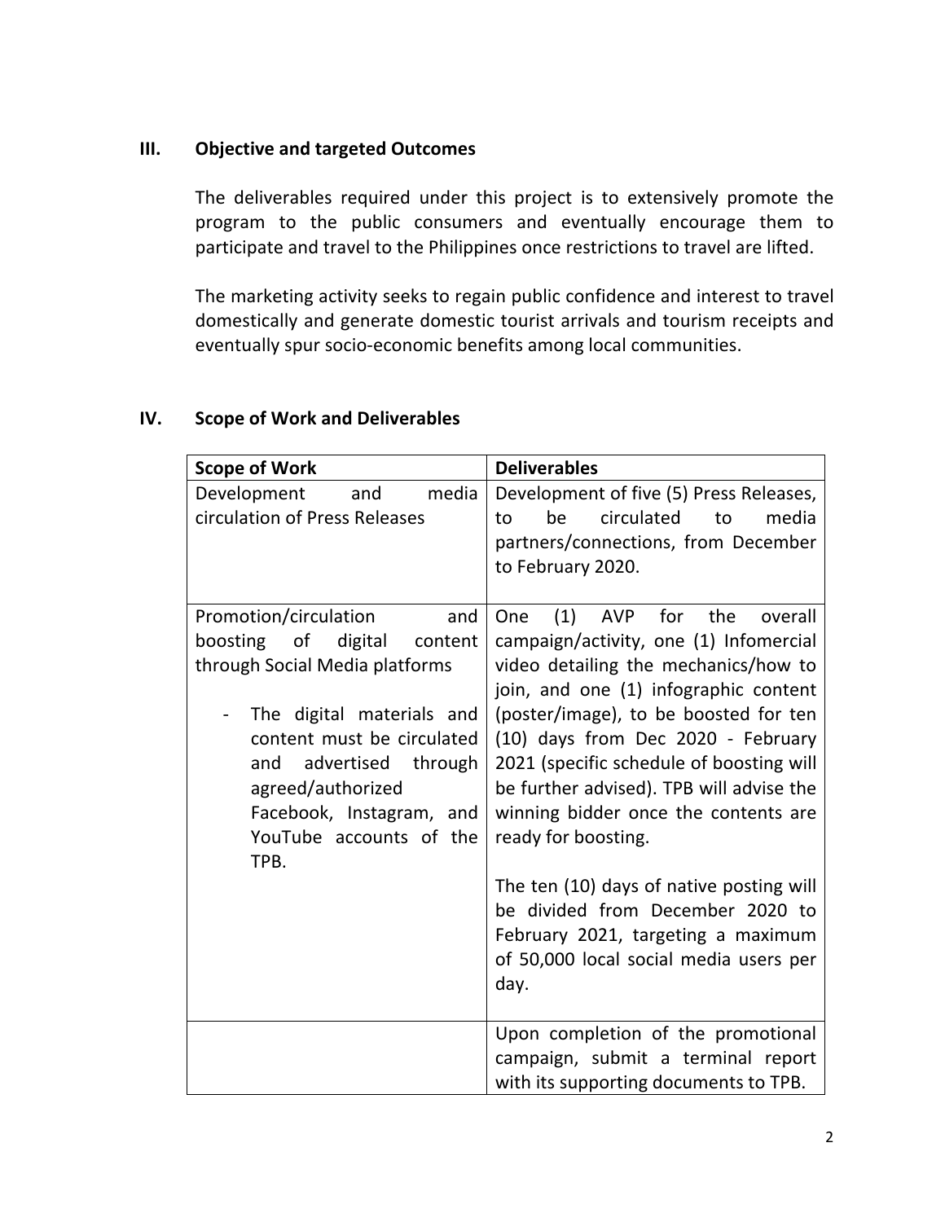## III. Objective and targeted Outcomes

The deliverables required under this project is to extensively promote the program to the public consumers and eventually encourage them to participate and travel to the Philippines once restrictions to travel are lifted.

The marketing activity seeks to regain public confidence and interest to travel domestically and generate domestic tourist arrivals and tourism receipts and eventually spur socio-economic benefits among local communities.

## IV. Scope of Work and Deliverables

| Scope of Work | Deliverables |
| --- | --- |
| Development and media circulation of Press Releases | Development of five (5) Press Releases, to be circulated to media partners/connections, from December to February 2020. |
| Promotion/circulation and boosting of digital content through Social Media platforms<br><br>- The digital materials and content must be circulated and advertised through agreed/authorized Facebook, Instagram, and YouTube accounts of the TPB. | One (1) AVP for the overall campaign/activity, one (1) Infomercial video detailing the mechanics/how to join, and one (1) infographic content (poster/image), to be boosted for ten (10) days from Dec 2020 - February 2021 (specific schedule of boosting will be further advised). TPB will advise the winning bidder once the contents are ready for boosting.<br><br>The ten (10) days of native posting will be divided from December 2020 to February 2021, targeting a maximum of 50,000 local social media users per day. |
| | Upon completion of the promotional campaign, submit a terminal report with its supporting documents to TPB. |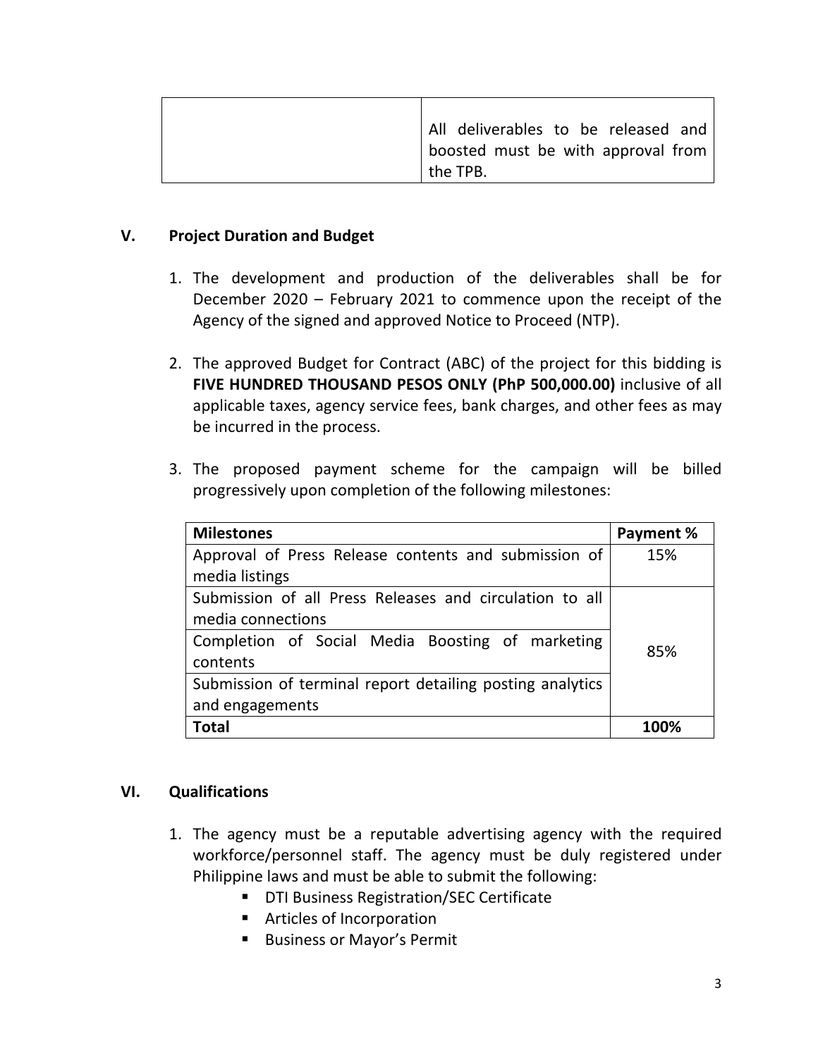| | |
|---|---|
| | All deliverables to be released and boosted must be with approval from the TPB. |

## V. Project Duration and Budget

1. The development and production of the deliverables shall be for December 2020 – February 2021 to commence upon the receipt of the Agency of the signed and approved Notice to Proceed (NTP).

2. The approved Budget for Contract (ABC) of the project for this bidding is **FIVE HUNDRED THOUSAND PESOS ONLY (PhP 500,000.00)** inclusive of all applicable taxes, agency service fees, bank charges, and other fees as may be incurred in the process.

3. The proposed payment scheme for the campaign will be billed progressively upon completion of the following milestones:

| **Milestones** | **Payment %** |
|---|---|
| Approval of Press Release contents and submission of media listings | 15% |
| Submission of all Press Releases and circulation to all media connections | 85% |
| Completion of Social Media Boosting of marketing contents | |
| Submission of terminal report detailing posting analytics and engagements | |
| **Total** | **100%** |

## VI. Qualifications

1. The agency must be a reputable advertising agency with the required workforce/personnel staff. The agency must be duly registered under Philippine laws and must be able to submit the following:
   - DTI Business Registration/SEC Certificate
   - Articles of Incorporation
   - Business or Mayor's Permit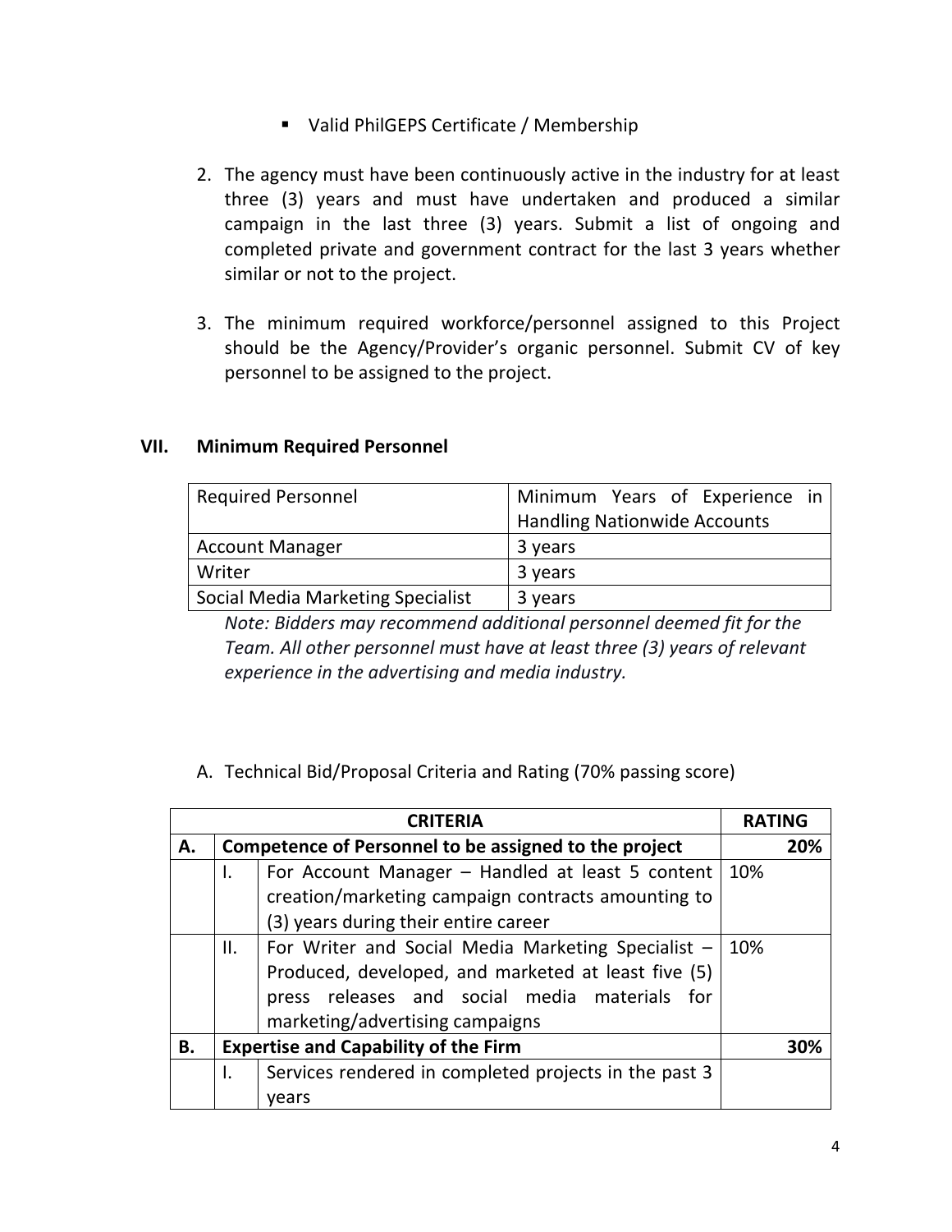- Valid PhilGEPS Certificate / Membership

2. The agency must have been continuously active in the industry for at least three (3) years and must have undertaken and produced a similar campaign in the last three (3) years. Submit a list of ongoing and completed private and government contract for the last 3 years whether similar or not to the project.

3. The minimum required workforce/personnel assigned to this Project should be the Agency/Provider's organic personnel. Submit CV of key personnel to be assigned to the project.

## VII. Minimum Required Personnel

| Required Personnel | Minimum Years of Experience in Handling Nationwide Accounts |
|---|---|
| Account Manager | 3 years |
| Writer | 3 years |
| Social Media Marketing Specialist | 3 years |

*Note: Bidders may recommend additional personnel deemed fit for the Team. All other personnel must have at least three (3) years of relevant experience in the advertising and media industry.*

A. Technical Bid/Proposal Criteria and Rating (70% passing score)

| | | **CRITERIA** | **RATING** |
|---|---|---|---|
| **A.** | **Competence of Personnel to be assigned to the project** | | **20%** |
| | I. | For Account Manager – Handled at least 5 content creation/marketing campaign contracts amounting to (3) years during their entire career | 10% |
| | II. | For Writer and Social Media Marketing Specialist – Produced, developed, and marketed at least five (5) press releases and social media materials for marketing/advertising campaigns | 10% |
| **B.** | **Expertise and Capability of the Firm** | | **30%** |
| | I. | Services rendered in completed projects in the past 3 years | |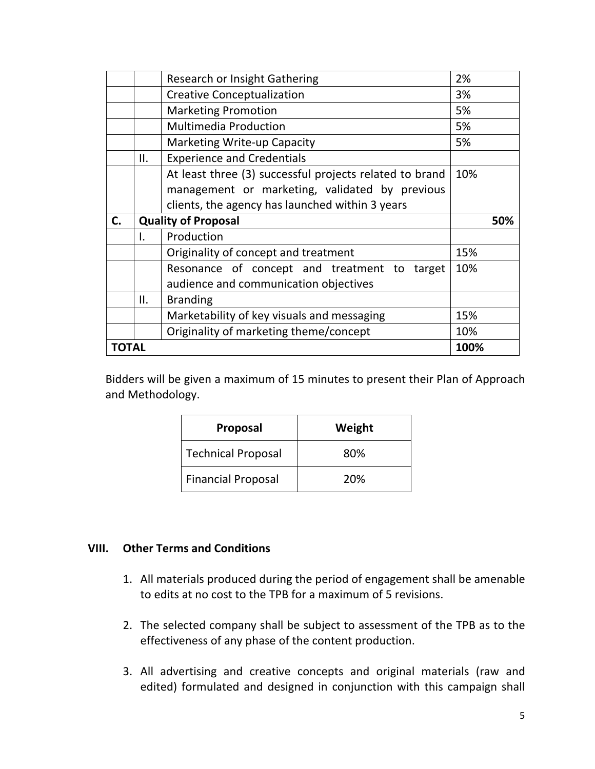| | | | |
|---|---|---|---|
| | | Research or Insight Gathering | 2% |
| | | Creative Conceptualization | 3% |
| | | Marketing Promotion | 5% |
| | | Multimedia Production | 5% |
| | | Marketing Write-up Capacity | 5% |
| | II. | Experience and Credentials | |
| | | At least three (3) successful projects related to brand management or marketing, validated by previous clients, the agency has launched within 3 years | 10% |
| **C.** | **Quality of Proposal** | | **50%** |
| | I. | Production | |
| | | Originality of concept and treatment | 15% |
| | | Resonance of concept and treatment to target audience and communication objectives | 10% |
| | II. | Branding | |
| | | Marketability of key visuals and messaging | 15% |
| | | Originality of marketing theme/concept | 10% |
| **TOTAL** | | | **100%** |

Bidders will be given a maximum of 15 minutes to present their Plan of Approach and Methodology.

| Proposal | Weight |
|---|---|
| Technical Proposal | 80% |
| Financial Proposal | 20% |

## VIII. Other Terms and Conditions

1. All materials produced during the period of engagement shall be amenable to edits at no cost to the TPB for a maximum of 5 revisions.

2. The selected company shall be subject to assessment of the TPB as to the effectiveness of any phase of the content production.

3. All advertising and creative concepts and original materials (raw and edited) formulated and designed in conjunction with this campaign shall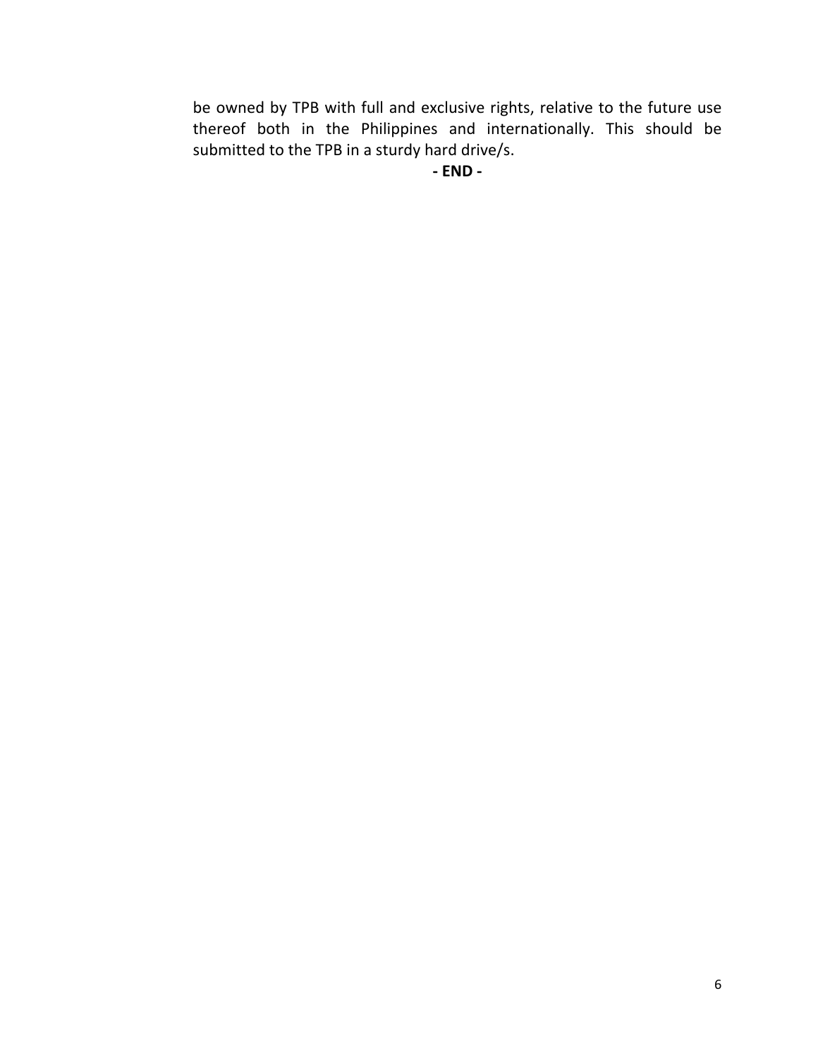be owned by TPB with full and exclusive rights, relative to the future use thereof both in the Philippines and internationally. This should be submitted to the TPB in a sturdy hard drive/s.

**- END -**